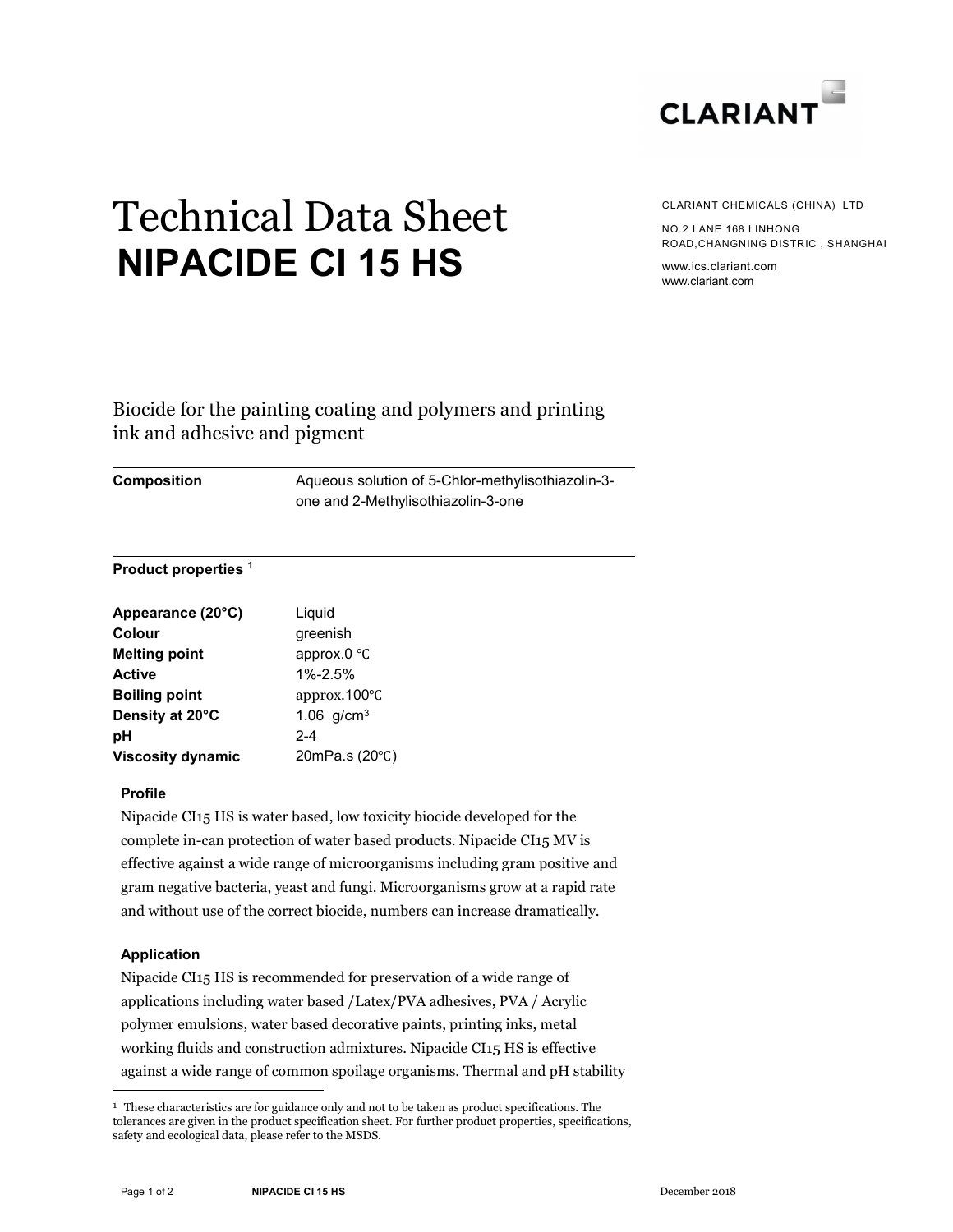CLARIANT

# Technical Data Sheet
# NIPACIDE CI 15 HS

CLARIANT CHEMICALS (CHINA) LTD

NO.2 LANE 168 LINHONG ROAD,CHANGNING DISTRIC , SHANGHAI

www.ics.clariant.com
www.clariant.com

Biocide for the painting coating and polymers and printing ink and adhesive and pigment

| | |
|---|---|
| **Composition** | Aqueous solution of 5-Chlor-methylisothiazolin-3-one and 2-Methylisothiazolin-3-one |

**Product properties** [1]

| | |
|---|---|
| **Appearance (20°C)** | Liquid |
| **Colour** | greenish |
| **Melting point** | approx.0 ℃ |
| **Active** | 1%-2.5% |
| **Boiling point** | approx.100℃ |
| **Density at 20°C** | 1.06 g/cm³ |
| **pH** | 2-4 |
| **Viscosity dynamic** | 20mPa.s (20℃) |

### Profile

Nipacide CI15 HS is water based, low toxicity biocide developed for the complete in-can protection of water based products. Nipacide CI15 MV is effective against a wide range of microorganisms including gram positive and gram negative bacteria, yeast and fungi. Microorganisms grow at a rapid rate and without use of the correct biocide, numbers can increase dramatically.

### Application

Nipacide CI15 HS is recommended for preservation of a wide range of applications including water based /Latex/PVA adhesives, PVA / Acrylic polymer emulsions, water based decorative paints, printing inks, metal working fluids and construction admixtures. Nipacide CI15 HS is effective against a wide range of common spoilage organisms. Thermal and pH stability

---

[1] These characteristics are for guidance only and not to be taken as product specifications. The tolerances are given in the product specification sheet. For further product properties, specifications, safety and ecological data, please refer to the MSDS.

December 2018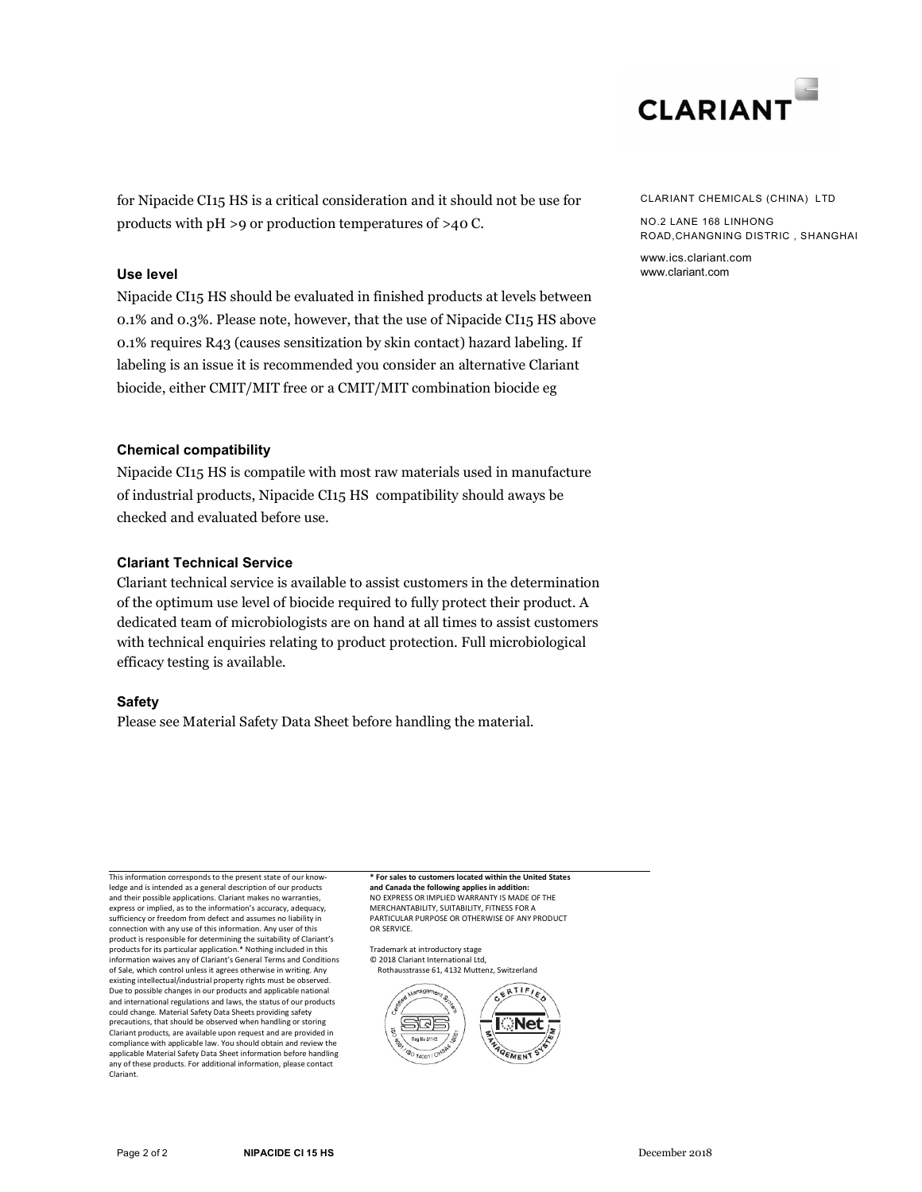CLARIANT CHEMICALS (CHINA) LTD

NO.2 LANE 168 LINHONG ROAD,CHANGNING DISTRIC , SHANGHAI

www.ics.clariant.com
www.clariant.com

for Nipacide CI15 HS is a critical consideration and it should not be use for products with pH >9 or production temperatures of >40 C.

### Use level

Nipacide CI15 HS should be evaluated in finished products at levels between 0.1% and 0.3%. Please note, however, that the use of Nipacide CI15 HS above 0.1% requires R43 (causes sensitization by skin contact) hazard labeling. If labeling is an issue it is recommended you consider an alternative Clariant biocide, either CMIT/MIT free or a CMIT/MIT combination biocide eg

### Chemical compatibility

Nipacide CI15 HS is compatile with most raw materials used in manufacture of industrial products, Nipacide CI15 HS compatibility should aways be checked and evaluated before use.

### Clariant Technical Service

Clariant technical service is available to assist customers in the determination of the optimum use level of biocide required to fully protect their product. A dedicated team of microbiologists are on hand at all times to assist customers with technical enquiries relating to product protection. Full microbiological efficacy testing is available.

### Safety

Please see Material Safety Data Sheet before handling the material.

This information corresponds to the present state of our knowledge and is intended as a general description of our products and their possible applications. Clariant makes no warranties, express or implied, as to the information's accuracy, adequacy, sufficiency or freedom from defect and assumes no liability in connection with any use of this information. Any user of this product is responsible for determining the suitability of Clariant's products for its particular application.* Nothing included in this information waives any of Clariant's General Terms and Conditions of Sale, which control unless it agrees otherwise in writing. Any existing intellectual/industrial property rights must be observed. Due to possible changes in our products and applicable national and international regulations and laws, the status of our products could change. Material Safety Data Sheets providing safety precautions, that should be observed when handling or storing Clariant products, are available upon request and are provided in compliance with applicable law. You should obtain and review the applicable Material Safety Data Sheet information before handling any of these products. For additional information, please contact Clariant.

**\* For sales to customers located within the United States and Canada the following applies in addition:**
NO EXPRESS OR IMPLIED WARRANTY IS MADE OF THE MERCHANTABILITY, SUITABILITY, FITNESS FOR A PARTICULAR PURPOSE OR OTHERWISE OF ANY PRODUCT OR SERVICE.

Trademark at introductory stage
© 2018 Clariant International Ltd,
Rothausstrasse 61, 4132 Muttenz, Switzerland